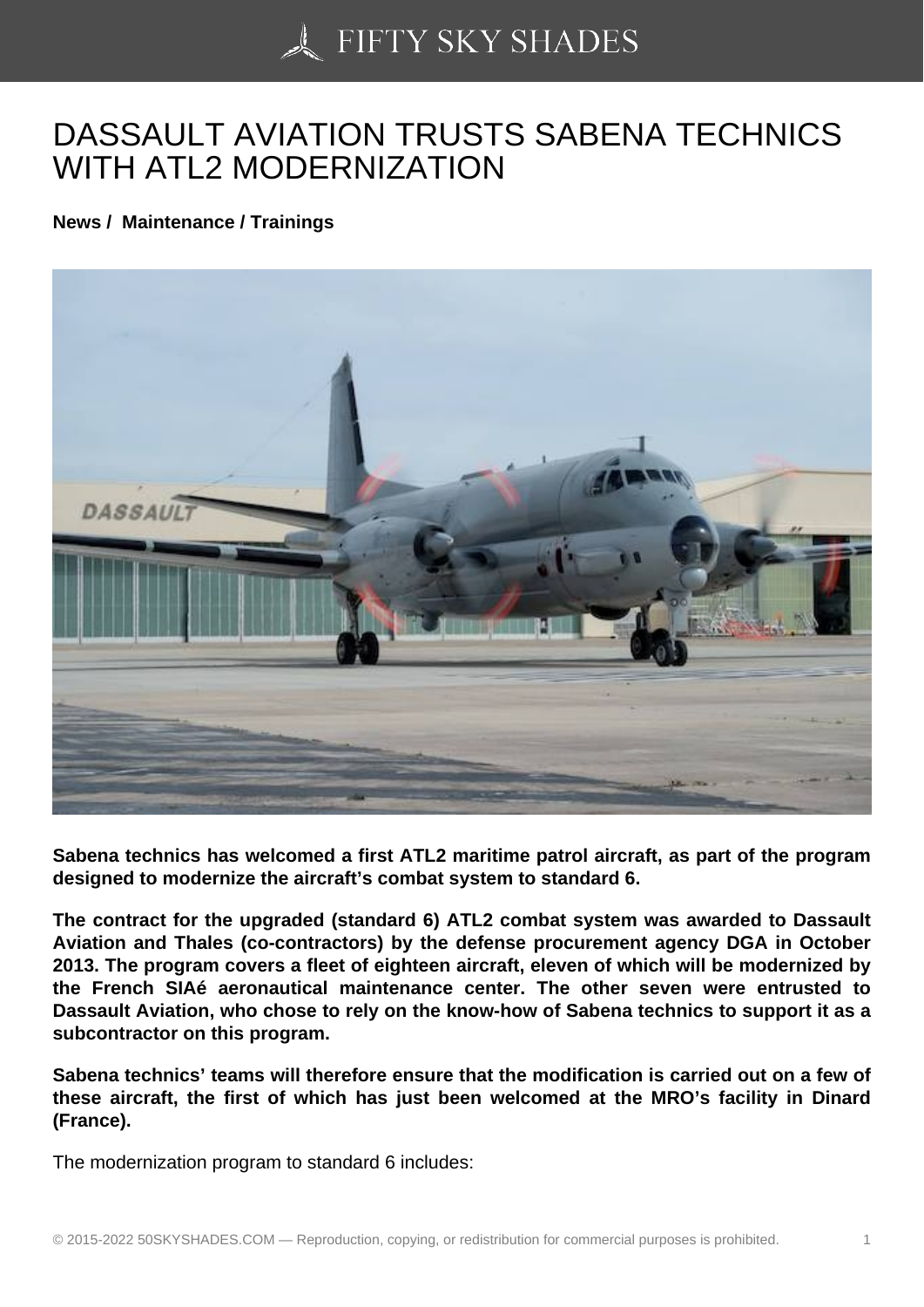# DASSAULT AVIATION TRUSTS SABENA TECHNICS WITH ATL2 MODERNIZATION

**News / Maintenance / Trainings**

**Sabena technics has welcomed a first ATL2 maritime patrol aircraft, as part of the program designed to modernize the aircraft's combat system to standard 6.**

**The contract for the upgraded (standard 6) ATL2 combat system was awarded to Dassault Aviation and Thales (co-contractors) by the defense procurement agency DGA in October 2013. The program covers a fleet of eighteen aircraft, eleven of which will be modernized by the French SIAé aeronautical maintenance center. The other seven were entrusted to Dassault Aviation, who chose to rely on the know-how of Sabena technics to support it as a subcontractor on this program.**

**Sabena technics' teams will therefore ensure that the modification is carried out on a few of these aircraft, the first of which has just been welcomed at the MRO's facility in Dinard (France).**

The modernization program to standard 6 includes: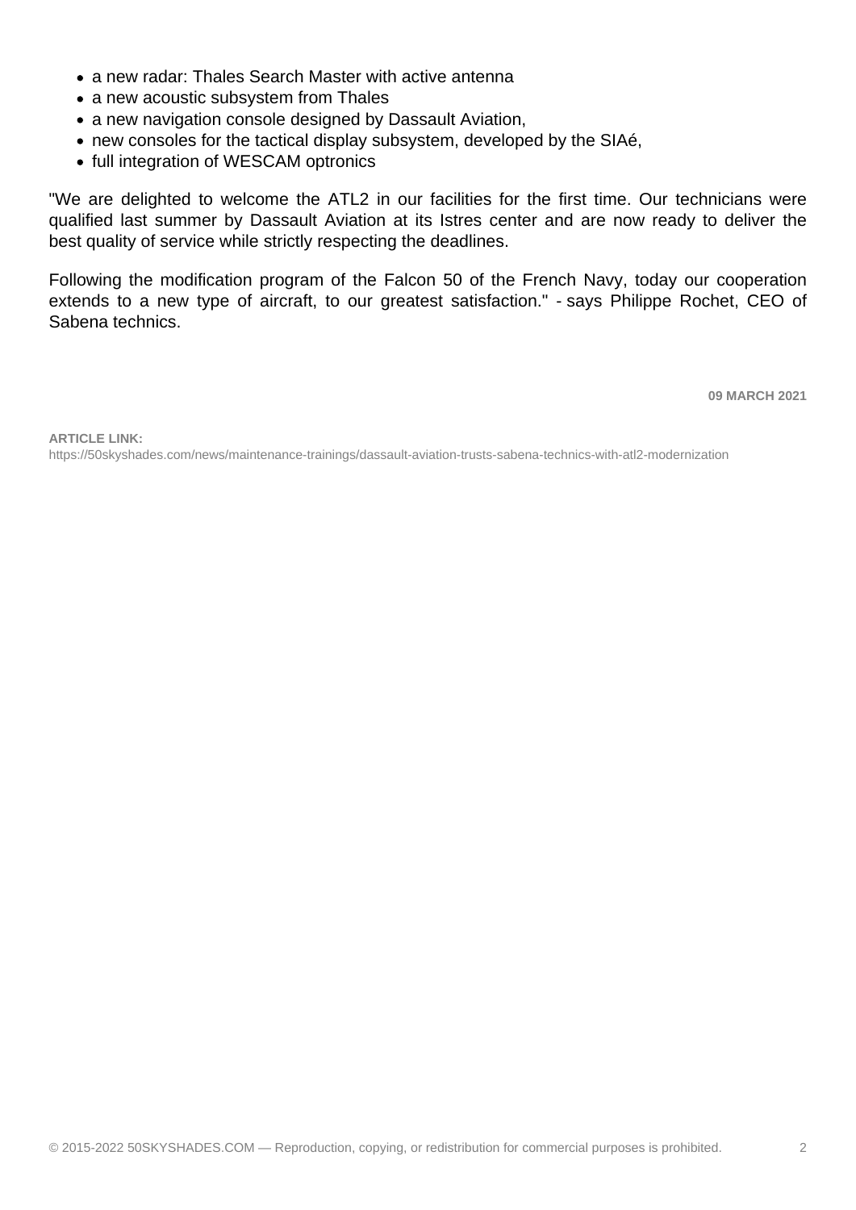- a new radar: Thales Search Master with active antenna
- a new acoustic subsystem from Thales
- a new navigation console designed by Dassault Aviation,
- new consoles for the tactical display subsystem, developed by the SIAé,
- full integration of WESCAM optronics

"We are delighted to welcome the ATL2 in our facilities for the first time. Our technicians were qualified last summer by Dassault Aviation at its Istres center and are now ready to deliver the best quality of service while strictly respecting the deadlines.

Following the modification program of the Falcon 50 of the French Navy, today our cooperation extends to a new type of aircraft, to our greatest satisfaction." - says Philippe Rochet, CEO of Sabena technics.

**09 MARCH 2021**

**ARTICLE LINK:**
https://50skyshades.com/news/maintenance-trainings/dassault-aviation-trusts-sabena-technics-with-atl2-modernization